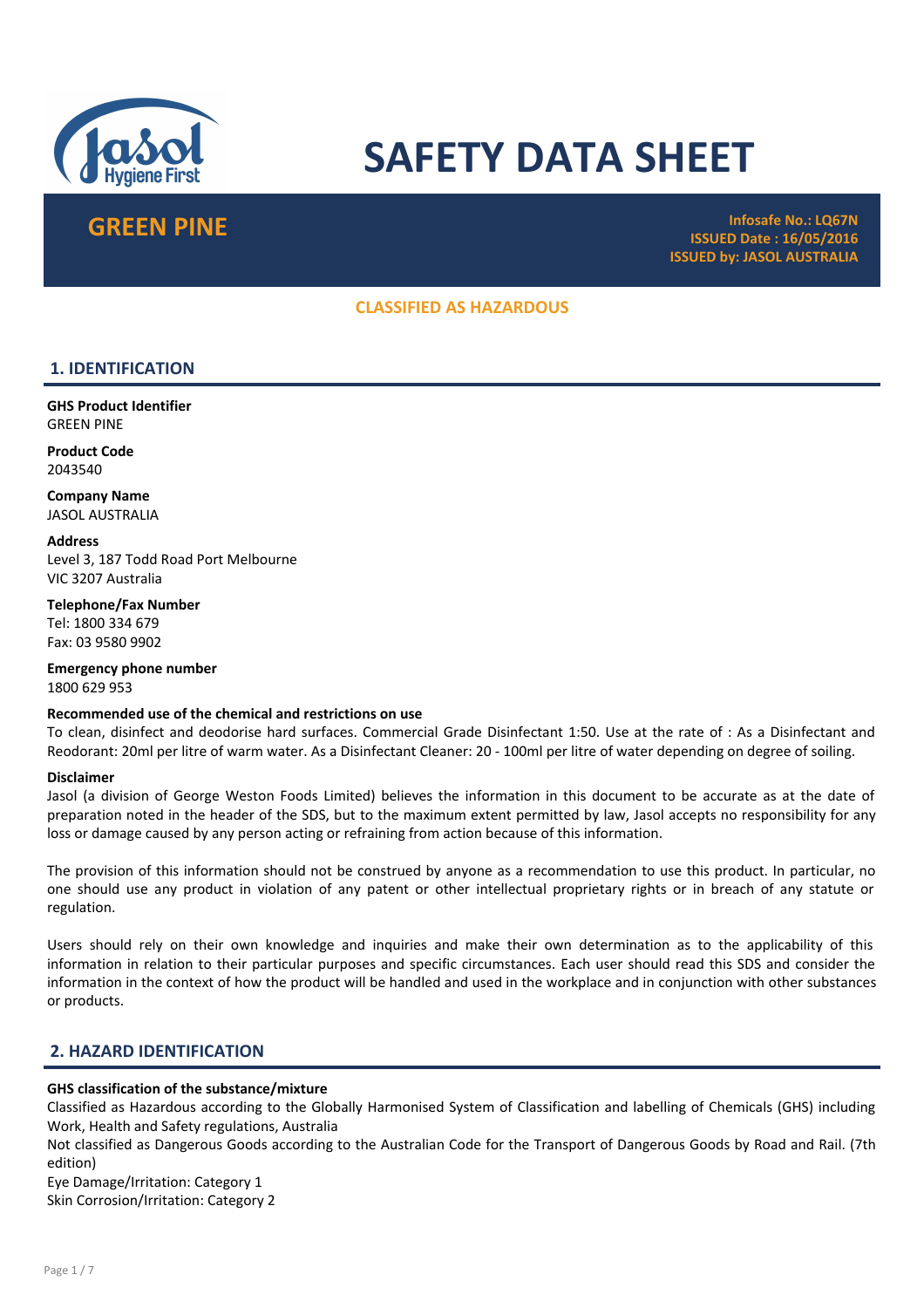# SAFETY DATA SHEET

## GREEN PINE

**Infosafe No.: LQ67N**
**ISSUED Date : 16/05/2016**
**ISSUED by: JASOL AUSTRALIA**

**CLASSIFIED AS HAZARDOUS**

## 1. IDENTIFICATION

**GHS Product Identifier**
GREEN PINE

**Product Code**
2043540

**Company Name**
JASOL AUSTRALIA

**Address**
Level 3, 187 Todd Road Port Melbourne
VIC 3207 Australia

**Telephone/Fax Number**
Tel: 1800 334 679
Fax: 03 9580 9902

**Emergency phone number**
1800 629 953

**Recommended use of the chemical and restrictions on use**
To clean, disinfect and deodorise hard surfaces. Commercial Grade Disinfectant 1:50. Use at the rate of : As a Disinfectant and Reodorant: 20ml per litre of warm water. As a Disinfectant Cleaner: 20 - 100ml per litre of water depending on degree of soiling.

**Disclaimer**
Jasol (a division of George Weston Foods Limited) believes the information in this document to be accurate as at the date of preparation noted in the header of the SDS, but to the maximum extent permitted by law, Jasol accepts no responsibility for any loss or damage caused by any person acting or refraining from action because of this information.

The provision of this information should not be construed by anyone as a recommendation to use this product. In particular, no one should use any product in violation of any patent or other intellectual proprietary rights or in breach of any statute or regulation.

Users should rely on their own knowledge and inquiries and make their own determination as to the applicability of this information in relation to their particular purposes and specific circumstances. Each user should read this SDS and consider the information in the context of how the product will be handled and used in the workplace and in conjunction with other substances or products.

## 2. HAZARD IDENTIFICATION

**GHS classification of the substance/mixture**
Classified as Hazardous according to the Globally Harmonised System of Classification and labelling of Chemicals (GHS) including Work, Health and Safety regulations, Australia
Not classified as Dangerous Goods according to the Australian Code for the Transport of Dangerous Goods by Road and Rail. (7th edition)
Eye Damage/Irritation: Category 1
Skin Corrosion/Irritation: Category 2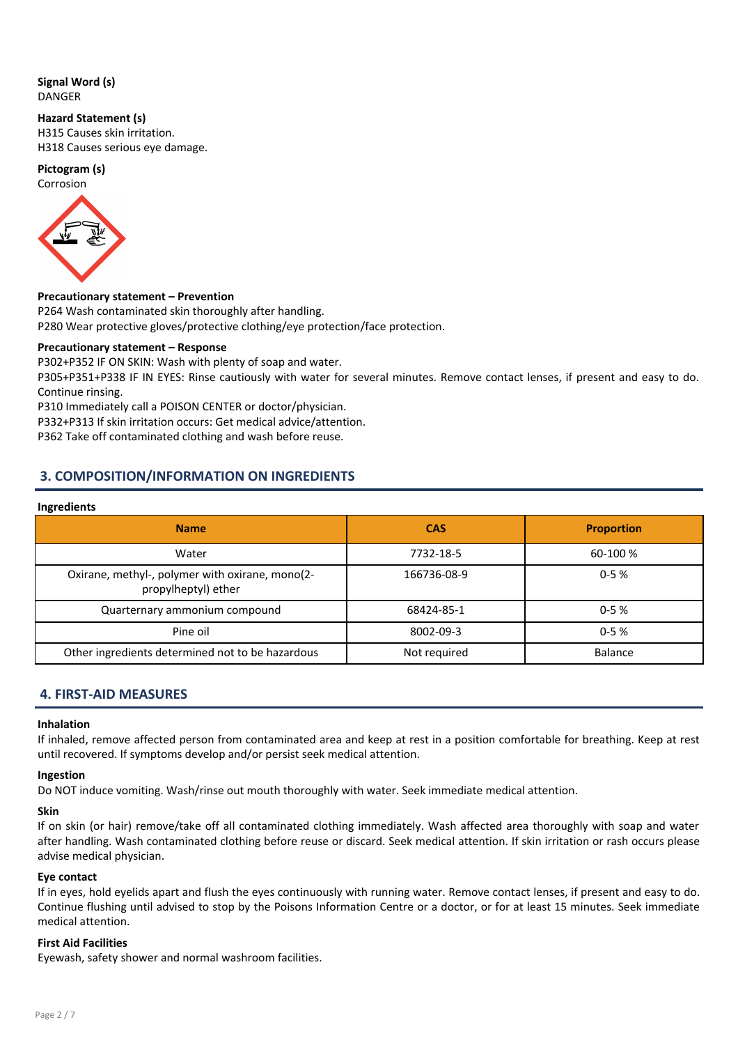**Signal Word (s)**
DANGER

**Hazard Statement (s)**
H315 Causes skin irritation.
H318 Causes serious eye damage.

**Pictogram (s)**
Corrosion

**Precautionary statement – Prevention**
P264 Wash contaminated skin thoroughly after handling.
P280 Wear protective gloves/protective clothing/eye protection/face protection.

**Precautionary statement – Response**
P302+P352 IF ON SKIN: Wash with plenty of soap and water.
P305+P351+P338 IF IN EYES: Rinse cautiously with water for several minutes. Remove contact lenses, if present and easy to do. Continue rinsing.
P310 Immediately call a POISON CENTER or doctor/physician.
P332+P313 If skin irritation occurs: Get medical advice/attention.
P362 Take off contaminated clothing and wash before reuse.

## 3. COMPOSITION/INFORMATION ON INGREDIENTS

**Ingredients**

| Name | CAS | Proportion |
|---|---|---|
| Water | 7732-18-5 | 60-100 % |
| Oxirane, methyl-, polymer with oxirane, mono(2-propylheptyl) ether | 166736-08-9 | 0-5 % |
| Quarternary ammonium compound | 68424-85-1 | 0-5 % |
| Pine oil | 8002-09-3 | 0-5 % |
| Other ingredients determined not to be hazardous | Not required | Balance |

## 4. FIRST-AID MEASURES

**Inhalation**
If inhaled, remove affected person from contaminated area and keep at rest in a position comfortable for breathing. Keep at rest until recovered. If symptoms develop and/or persist seek medical attention.

**Ingestion**
Do NOT induce vomiting. Wash/rinse out mouth thoroughly with water. Seek immediate medical attention.

**Skin**
If on skin (or hair) remove/take off all contaminated clothing immediately. Wash affected area thoroughly with soap and water after handling. Wash contaminated clothing before reuse or discard. Seek medical attention. If skin irritation or rash occurs please advise medical physician.

**Eye contact**
If in eyes, hold eyelids apart and flush the eyes continuously with running water. Remove contact lenses, if present and easy to do. Continue flushing until advised to stop by the Poisons Information Centre or a doctor, or for at least 15 minutes. Seek immediate medical attention.

**First Aid Facilities**
Eyewash, safety shower and normal washroom facilities.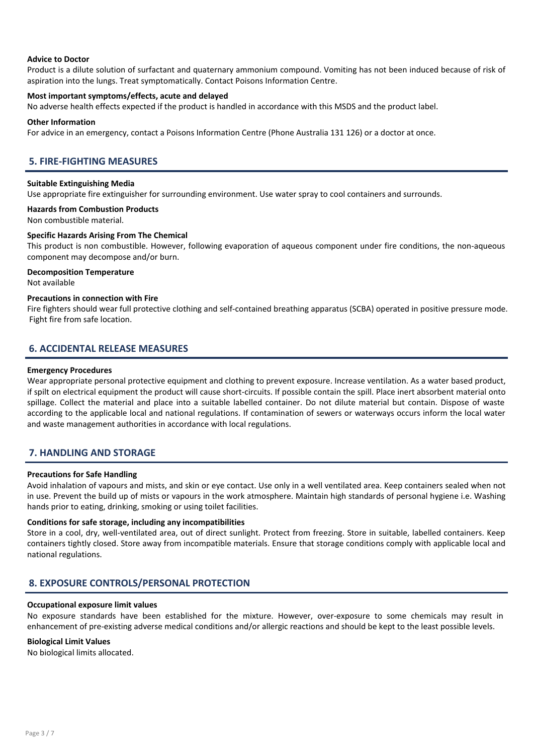**Advice to Doctor**

Product is a dilute solution of surfactant and quaternary ammonium compound. Vomiting has not been induced because of risk of aspiration into the lungs. Treat symptomatically. Contact Poisons Information Centre.

**Most important symptoms/effects, acute and delayed**

No adverse health effects expected if the product is handled in accordance with this MSDS and the product label.

**Other Information**

For advice in an emergency, contact a Poisons Information Centre (Phone Australia 131 126) or a doctor at once.

## 5. FIRE-FIGHTING MEASURES

**Suitable Extinguishing Media**

Use appropriate fire extinguisher for surrounding environment. Use water spray to cool containers and surrounds.

**Hazards from Combustion Products**

Non combustible material.

**Specific Hazards Arising From The Chemical**

This product is non combustible. However, following evaporation of aqueous component under fire conditions, the non-aqueous component may decompose and/or burn.

**Decomposition Temperature**

Not available

**Precautions in connection with Fire**

Fire fighters should wear full protective clothing and self-contained breathing apparatus (SCBA) operated in positive pressure mode. Fight fire from safe location.

## 6. ACCIDENTAL RELEASE MEASURES

**Emergency Procedures**

Wear appropriate personal protective equipment and clothing to prevent exposure. Increase ventilation. As a water based product, if spilt on electrical equipment the product will cause short-circuits. If possible contain the spill. Place inert absorbent material onto spillage. Collect the material and place into a suitable labelled container. Do not dilute material but contain. Dispose of waste according to the applicable local and national regulations. If contamination of sewers or waterways occurs inform the local water and waste management authorities in accordance with local regulations.

## 7. HANDLING AND STORAGE

**Precautions for Safe Handling**

Avoid inhalation of vapours and mists, and skin or eye contact. Use only in a well ventilated area. Keep containers sealed when not in use. Prevent the build up of mists or vapours in the work atmosphere. Maintain high standards of personal hygiene i.e. Washing hands prior to eating, drinking, smoking or using toilet facilities.

**Conditions for safe storage, including any incompatibilities**

Store in a cool, dry, well-ventilated area, out of direct sunlight. Protect from freezing. Store in suitable, labelled containers. Keep containers tightly closed. Store away from incompatible materials. Ensure that storage conditions comply with applicable local and national regulations.

## 8. EXPOSURE CONTROLS/PERSONAL PROTECTION

**Occupational exposure limit values**

No exposure standards have been established for the mixture. However, over-exposure to some chemicals may result in enhancement of pre-existing adverse medical conditions and/or allergic reactions and should be kept to the least possible levels.

**Biological Limit Values**

No biological limits allocated.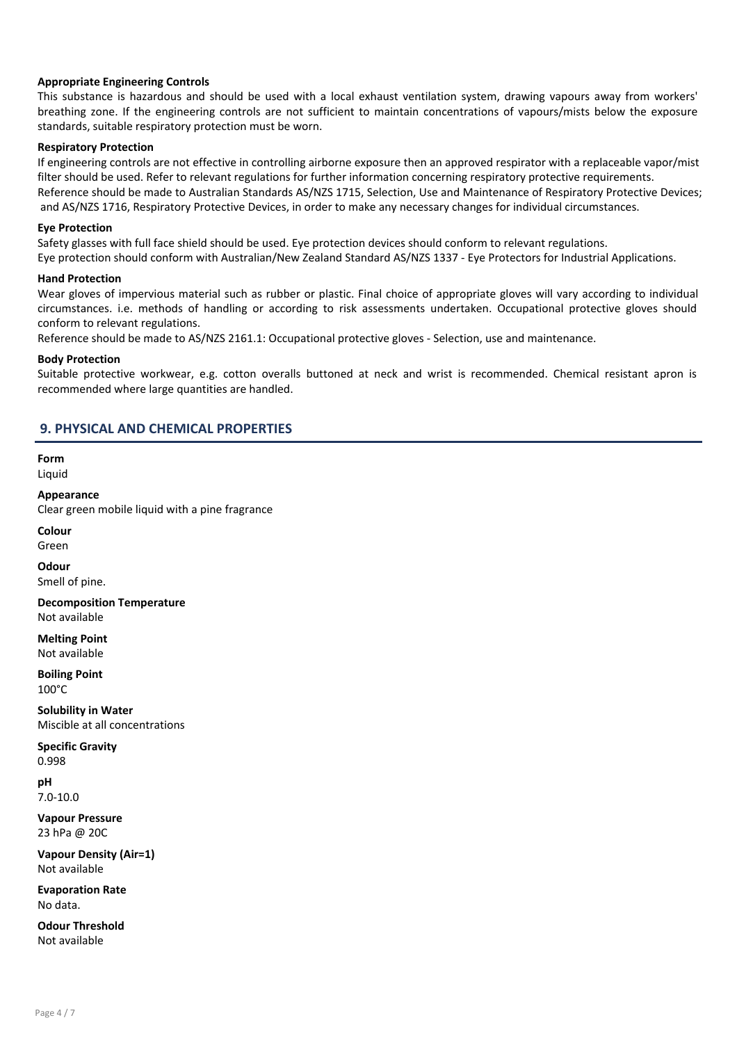### Appropriate Engineering Controls

This substance is hazardous and should be used with a local exhaust ventilation system, drawing vapours away from workers' breathing zone. If the engineering controls are not sufficient to maintain concentrations of vapours/mists below the exposure standards, suitable respiratory protection must be worn.

### Respiratory Protection

If engineering controls are not effective in controlling airborne exposure then an approved respirator with a replaceable vapor/mist filter should be used. Refer to relevant regulations for further information concerning respiratory protective requirements.
Reference should be made to Australian Standards AS/NZS 1715, Selection, Use and Maintenance of Respiratory Protective Devices; and AS/NZS 1716, Respiratory Protective Devices, in order to make any necessary changes for individual circumstances.

### Eye Protection

Safety glasses with full face shield should be used. Eye protection devices should conform to relevant regulations.
Eye protection should conform with Australian/New Zealand Standard AS/NZS 1337 - Eye Protectors for Industrial Applications.

### Hand Protection

Wear gloves of impervious material such as rubber or plastic. Final choice of appropriate gloves will vary according to individual circumstances. i.e. methods of handling or according to risk assessments undertaken. Occupational protective gloves should conform to relevant regulations.
Reference should be made to AS/NZS 2161.1: Occupational protective gloves - Selection, use and maintenance.

### Body Protection

Suitable protective workwear, e.g. cotton overalls buttoned at neck and wrist is recommended. Chemical resistant apron is recommended where large quantities are handled.

## 9. PHYSICAL AND CHEMICAL PROPERTIES

**Form**
Liquid

**Appearance**
Clear green mobile liquid with a pine fragrance

**Colour**
Green

**Odour**
Smell of pine.

**Decomposition Temperature**
Not available

**Melting Point**
Not available

**Boiling Point**
100°C

**Solubility in Water**
Miscible at all concentrations

**Specific Gravity**
0.998

**pH**
7.0-10.0

**Vapour Pressure**
23 hPa @ 20C

**Vapour Density (Air=1)**
Not available

**Evaporation Rate**
No data.

**Odour Threshold**
Not available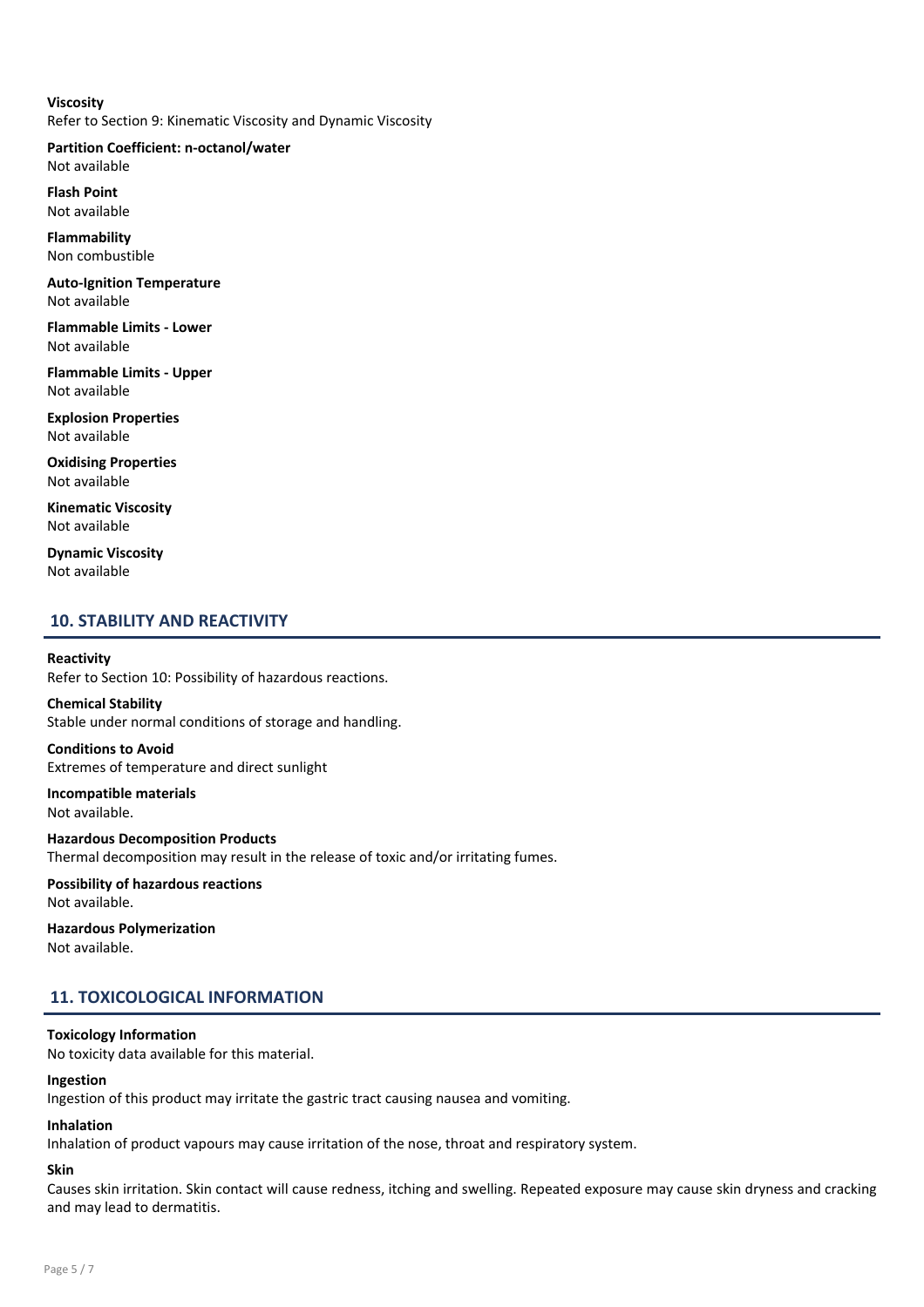**Viscosity**
Refer to Section 9: Kinematic Viscosity and Dynamic Viscosity

**Partition Coefficient: n-octanol/water**
Not available

**Flash Point**
Not available

**Flammability**
Non combustible

**Auto-Ignition Temperature**
Not available

**Flammable Limits - Lower**
Not available

**Flammable Limits - Upper**
Not available

**Explosion Properties**
Not available

**Oxidising Properties**
Not available

**Kinematic Viscosity**
Not available

**Dynamic Viscosity**
Not available

## 10. STABILITY AND REACTIVITY

**Reactivity**
Refer to Section 10: Possibility of hazardous reactions.

**Chemical Stability**
Stable under normal conditions of storage and handling.

**Conditions to Avoid**
Extremes of temperature and direct sunlight

**Incompatible materials**
Not available.

**Hazardous Decomposition Products**
Thermal decomposition may result in the release of toxic and/or irritating fumes.

**Possibility of hazardous reactions**
Not available.

**Hazardous Polymerization**
Not available.

## 11. TOXICOLOGICAL INFORMATION

**Toxicology Information**
No toxicity data available for this material.

**Ingestion**
Ingestion of this product may irritate the gastric tract causing nausea and vomiting.

**Inhalation**
Inhalation of product vapours may cause irritation of the nose, throat and respiratory system.

**Skin**
Causes skin irritation. Skin contact will cause redness, itching and swelling. Repeated exposure may cause skin dryness and cracking and may lead to dermatitis.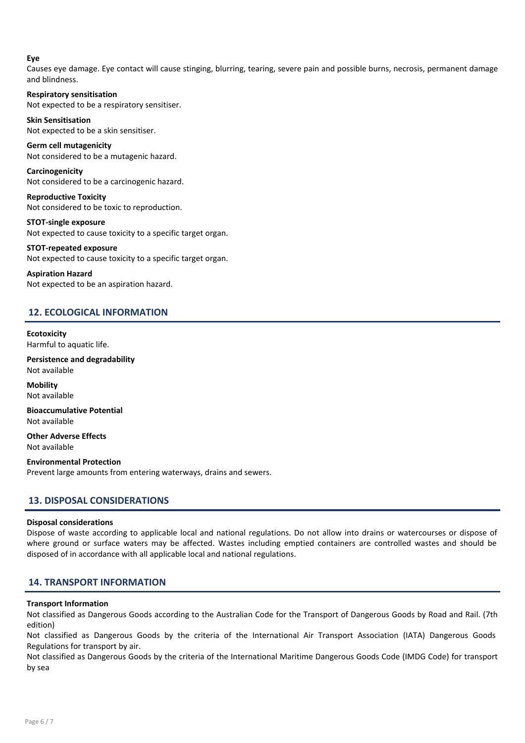**Eye**
Causes eye damage. Eye contact will cause stinging, blurring, tearing, severe pain and possible burns, necrosis, permanent damage and blindness.

**Respiratory sensitisation**
Not expected to be a respiratory sensitiser.

**Skin Sensitisation**
Not expected to be a skin sensitiser.

**Germ cell mutagenicity**
Not considered to be a mutagenic hazard.

**Carcinogenicity**
Not considered to be a carcinogenic hazard.

**Reproductive Toxicity**
Not considered to be toxic to reproduction.

**STOT-single exposure**
Not expected to cause toxicity to a specific target organ.

**STOT-repeated exposure**
Not expected to cause toxicity to a specific target organ.

**Aspiration Hazard**
Not expected to be an aspiration hazard.

## 12. ECOLOGICAL INFORMATION

**Ecotoxicity**
Harmful to aquatic life.

**Persistence and degradability**
Not available

**Mobility**
Not available

**Bioaccumulative Potential**
Not available

**Other Adverse Effects**
Not available

**Environmental Protection**
Prevent large amounts from entering waterways, drains and sewers.

## 13. DISPOSAL CONSIDERATIONS

**Disposal considerations**
Dispose of waste according to applicable local and national regulations. Do not allow into drains or watercourses or dispose of where ground or surface waters may be affected. Wastes including emptied containers are controlled wastes and should be disposed of in accordance with all applicable local and national regulations.

## 14. TRANSPORT INFORMATION

**Transport Information**
Not classified as Dangerous Goods according to the Australian Code for the Transport of Dangerous Goods by Road and Rail. (7th edition)
Not classified as Dangerous Goods by the criteria of the International Air Transport Association (IATA) Dangerous Goods Regulations for transport by air.
Not classified as Dangerous Goods by the criteria of the International Maritime Dangerous Goods Code (IMDG Code) for transport by sea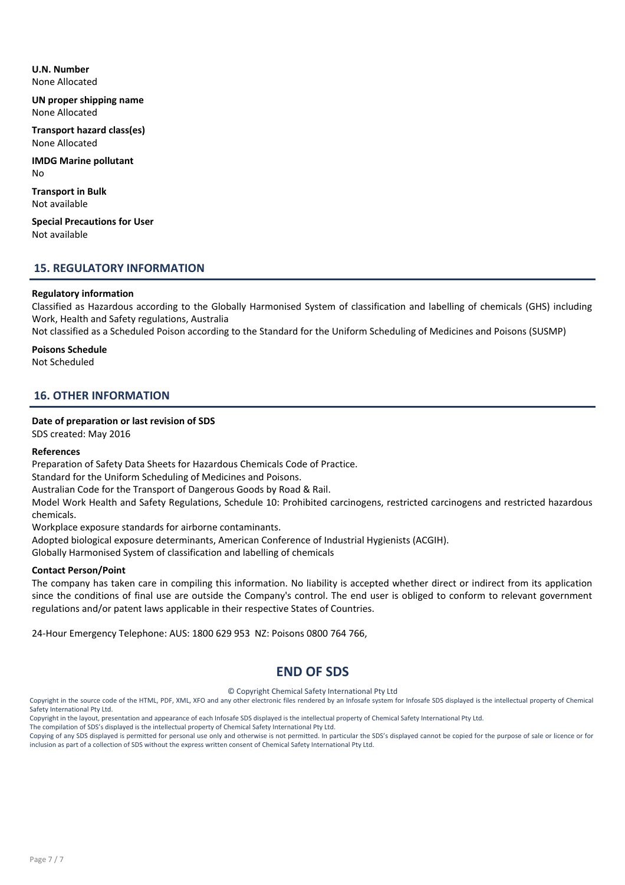**U.N. Number**
None Allocated

**UN proper shipping name**
None Allocated

**Transport hazard class(es)**
None Allocated

**IMDG Marine pollutant**
No

**Transport in Bulk**
Not available

**Special Precautions for User**
Not available

## 15. REGULATORY INFORMATION

**Regulatory information**

Classified as Hazardous according to the Globally Harmonised System of classification and labelling of chemicals (GHS) including Work, Health and Safety regulations, Australia

Not classified as a Scheduled Poison according to the Standard for the Uniform Scheduling of Medicines and Poisons (SUSMP)

**Poisons Schedule**
Not Scheduled

## 16. OTHER INFORMATION

**Date of preparation or last revision of SDS**
SDS created: May 2016

**References**

Preparation of Safety Data Sheets for Hazardous Chemicals Code of Practice.
Standard for the Uniform Scheduling of Medicines and Poisons.
Australian Code for the Transport of Dangerous Goods by Road & Rail.
Model Work Health and Safety Regulations, Schedule 10: Prohibited carcinogens, restricted carcinogens and restricted hazardous chemicals.
Workplace exposure standards for airborne contaminants.
Adopted biological exposure determinants, American Conference of Industrial Hygienists (ACGIH).
Globally Harmonised System of classification and labelling of chemicals

**Contact Person/Point**

The company has taken care in compiling this information. No liability is accepted whether direct or indirect from its application since the conditions of final use are outside the Company's control. The end user is obliged to conform to relevant government regulations and/or patent laws applicable in their respective States of Countries.

24-Hour Emergency Telephone: AUS: 1800 629 953 NZ: Poisons 0800 764 766,

## END OF SDS

© Copyright Chemical Safety International Pty Ltd

Copyright in the source code of the HTML, PDF, XML, XFO and any other electronic files rendered by an Infosafe system for Infosafe SDS displayed is the intellectual property of Chemical Safety International Pty Ltd.

Copyright in the layout, presentation and appearance of each Infosafe SDS displayed is the intellectual property of Chemical Safety International Pty Ltd.

The compilation of SDS's displayed is the intellectual property of Chemical Safety International Pty Ltd.

Copying of any SDS displayed is permitted for personal use only and otherwise is not permitted. In particular the SDS's displayed cannot be copied for the purpose of sale or licence or for inclusion as part of a collection of SDS without the express written consent of Chemical Safety International Pty Ltd.